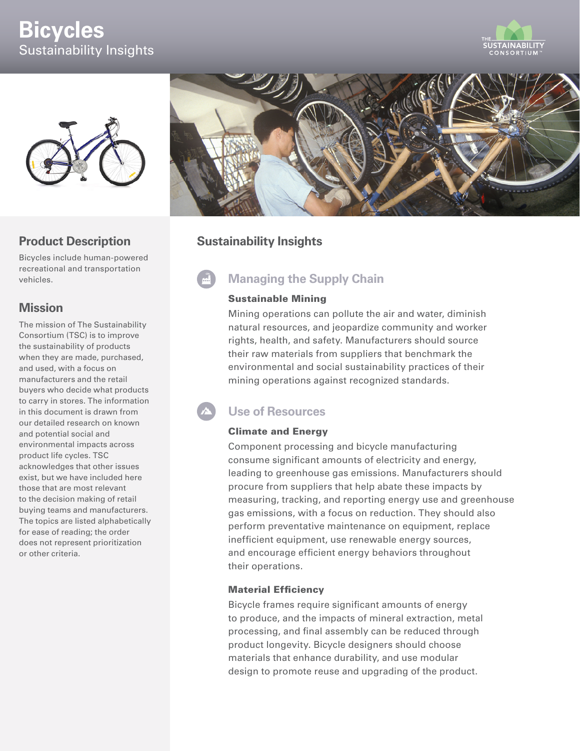# Bicycles

Sustainability Insights

## Product Description

Bicycles include human-powered recreational and transportation vehicles.

## Mission

The mission of The Sustainability Consortium (TSC) is to improve the sustainability of products when they are made, purchased, and used, with a focus on manufacturers and the retail buyers who decide what products to carry in stores. The information in this document is drawn from our detailed research on known and potential social and environmental impacts across product life cycles. TSC acknowledges that other issues exist, but we have included here those that are most relevant to the decision making of retail buying teams and manufacturers. The topics are listed alphabetically for ease of reading; the order does not represent prioritization or other criteria.

## Sustainability Insights

### Managing the Supply Chain

#### Sustainable Mining

Mining operations can pollute the air and water, diminish natural resources, and jeopardize community and worker rights, health, and safety. Manufacturers should source their raw materials from suppliers that benchmark the environmental and social sustainability practices of their mining operations against recognized standards.

### Use of Resources

#### Climate and Energy

Component processing and bicycle manufacturing consume significant amounts of electricity and energy, leading to greenhouse gas emissions. Manufacturers should procure from suppliers that help abate these impacts by measuring, tracking, and reporting energy use and greenhouse gas emissions, with a focus on reduction. They should also perform preventative maintenance on equipment, replace inefficient equipment, use renewable energy sources, and encourage efficient energy behaviors throughout their operations.

#### Material Efficiency

Bicycle frames require significant amounts of energy to produce, and the impacts of mineral extraction, metal processing, and final assembly can be reduced through product longevity. Bicycle designers should choose materials that enhance durability, and use modular design to promote reuse and upgrading of the product.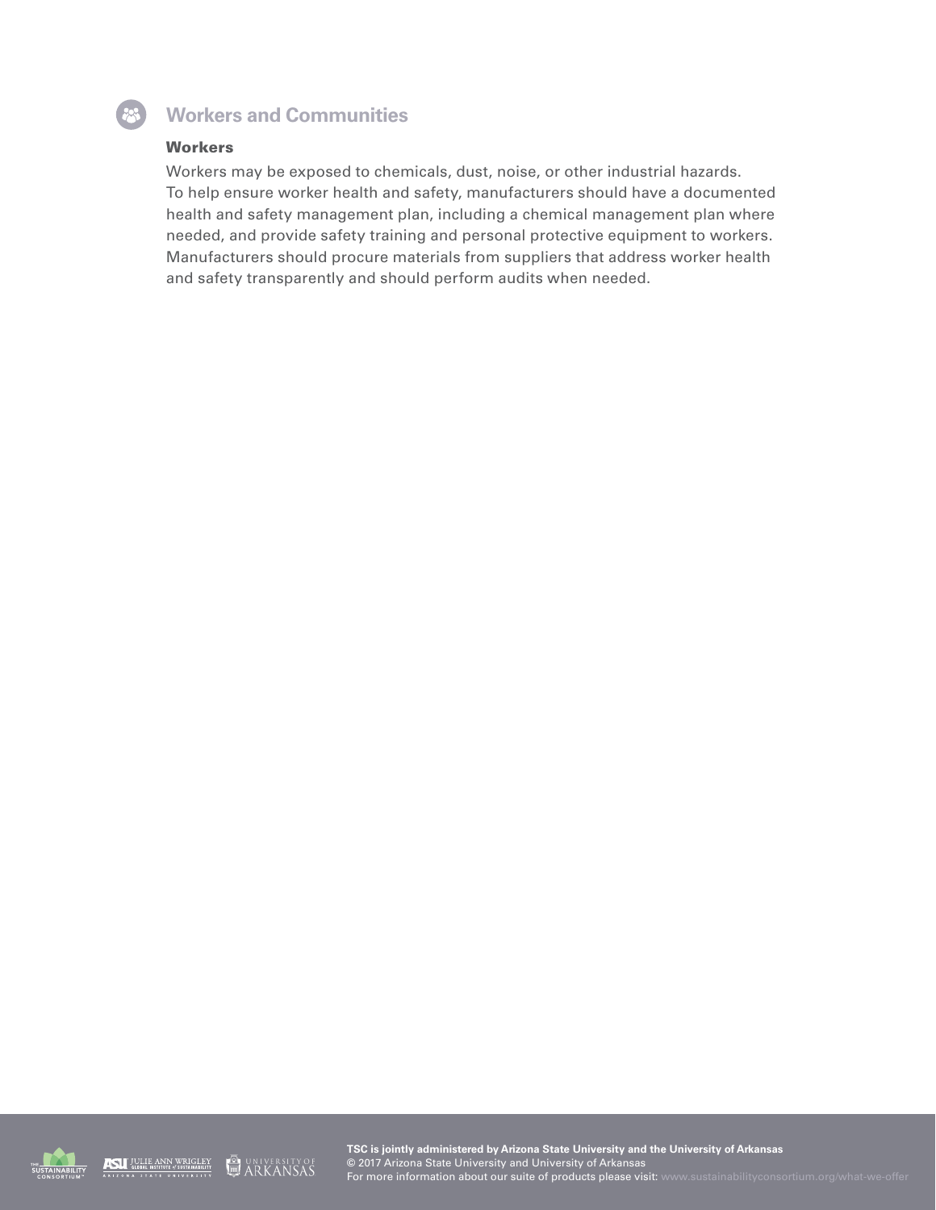## Workers and Communities

### Workers

Workers may be exposed to chemicals, dust, noise, or other industrial hazards. To help ensure worker health and safety, manufacturers should have a documented health and safety management plan, including a chemical management plan where needed, and provide safety training and personal protective equipment to workers. Manufacturers should procure materials from suppliers that address worker health and safety transparently and should perform audits when needed.

**TSC is jointly administered by Arizona State University and the University of Arkansas**
© 2017 Arizona State University and University of Arkansas
For more information about our suite of products please visit: www.sustainabilityconsortium.org/what-we-offer